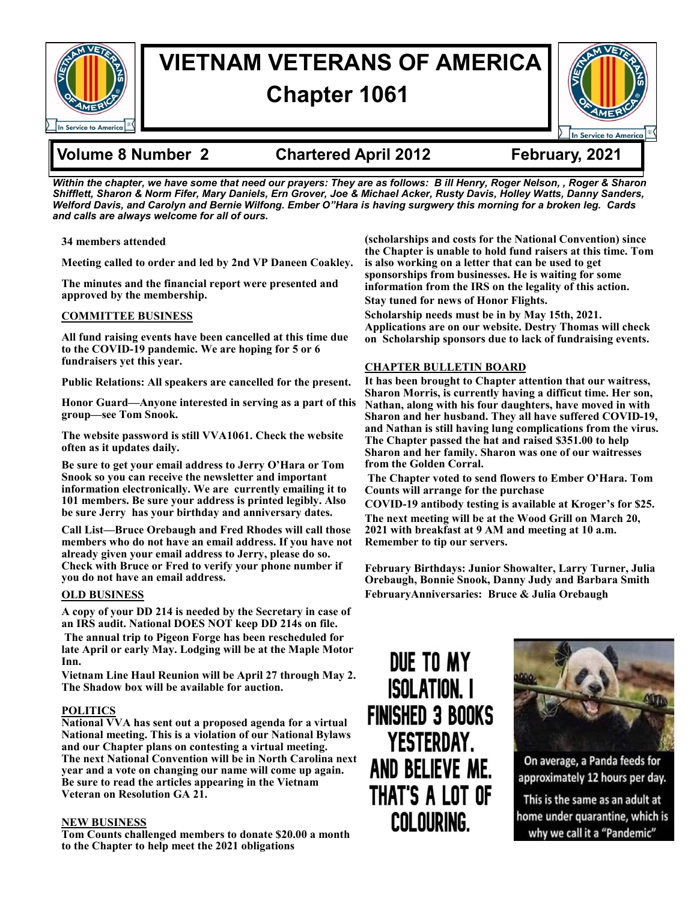# VIETNAM VETERANS OF AMERICA
## Chapter 1061

**Volume 8 Number 2 — Chartered April 2012 — February, 2021**

***Within the chapter, we have some that need our prayers: They are as follows: B ill Henry, Roger Nelson, , Roger & Sharon Shifflett, Sharon & Norm Fifer, Mary Daniels, Ern Grover, Joe & Michael Acker, Rusty Davis, Holley Watts, Danny Sanders, Welford Davis, and Carolyn and Bernie Wilfong. Ember O"Hara is having surgwery this morning for a broken leg. Cards and calls are always welcome for all of ours.***

**34 members attended**

**Meeting called to order and led by 2nd VP Daneen Coakley.**

**The minutes and the financial report were presented and approved by the membership.**

### COMMITTEE BUSINESS

**All fund raising events have been cancelled at this time due to the COVID-19 pandemic. We are hoping for 5 or 6 fundraisers yet this year.**

**Public Relations: All speakers are cancelled for the present.**

**Honor Guard—Anyone interested in serving as a part of this group—see Tom Snook.**

**The website password is still VVA1061. Check the website often as it updates daily.**

**Be sure to get your email address to Jerry O'Hara or Tom Snook so you can receive the newsletter and important information electronically. We are currently emailing it to 101 members. Be sure your address is printed legibly. Also be sure Jerry has your birthday and anniversary dates.**

**Call List—Bruce Orebaugh and Fred Rhodes will call those members who do not have an email address. If you have not already given your email address to Jerry, please do so. Check with Bruce or Fred to verify your phone number if you do not have an email address.**

### OLD BUSINESS

**A copy of your DD 214 is needed by the Secretary in case of an IRS audit. National DOES NOT keep DD 214s on file.**

**The annual trip to Pigeon Forge has been rescheduled for late April or early May. Lodging will be at the Maple Motor Inn.**

**Vietnam Line Haul Reunion will be April 27 through May 2. The Shadow box will be available for auction.**

### POLITICS

**National VVA has sent out a proposed agenda for a virtual National meeting. This is a violation of our National Bylaws and our Chapter plans on contesting a virtual meeting. The next National Convention will be in North Carolina next year and a vote on changing our name will come up again. Be sure to read the articles appearing in the Vietnam Veteran on Resolution GA 21.**

### NEW BUSINESS

**Tom Counts challenged members to donate $20.00 a month to the Chapter to help meet the 2021 obligations (scholarships and costs for the National Convention) since the Chapter is unable to hold fund raisers at this time. Tom is also working on a letter that can be used to get sponsorships from businesses. He is waiting for some information from the IRS on the legality of this action.**

**Stay tuned for news of Honor Flights.**

**Scholarship needs must be in by May 15th, 2021. Applications are on our website. Destry Thomas will check on Scholarship sponsors due to lack of fundraising events.**

### CHAPTER BULLETIN BOARD

**It has been brought to Chapter attention that our waitress, Sharon Morris, is currently having a difficult time. Her son, Nathan, along with his four daughters, have moved in with Sharon and her husband. They all have suffered COVID-19, and Nathan is still having lung complications from the virus. The Chapter passed the hat and raised $351.00 to help Sharon and her family. Sharon was one of our waitresses from the Golden Corral.**

**The Chapter voted to send flowers to Ember O'Hara. Tom Counts will arrange for the purchase**

**COVID-19 antibody testing is available at Kroger's for $25.**

**The next meeting will be at the Wood Grill on March 20, 2021 with breakfast at 9 AM and meeting at 10 a.m. Remember to tip our servers.**

**February Birthdays: Junior Showalter, Larry Turner, Julia Orebaugh, Bonnie Snook, Danny Judy and Barbara Smith**

**FebruaryAnniversaries: Bruce & Julia Orebaugh**

DUE TO MY ISOLATION. I FINISHED 3 BOOKS YESTERDAY. AND BELIEVE ME. THAT'S A LOT OF COLOURING.

On average, a Panda feeds for approximately 12 hours per day. This is the same as an adult at home under quarantine, which is why we call it a "Pandemic"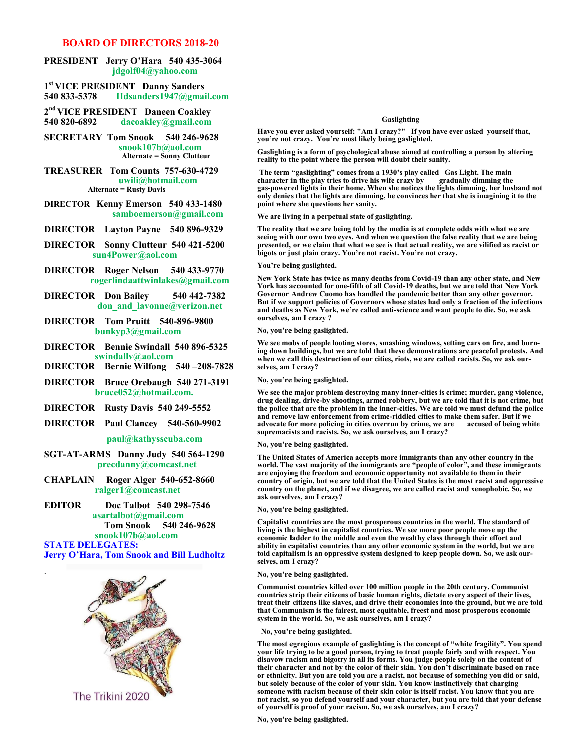## BOARD OF DIRECTORS 2018-20

**PRESIDENT** Jerry O'Hara 540 435-3064
jdgolf04@yahoo.com

**1st VICE PRESIDENT** Danny Sanders
540 833-5378 Hdsanders1947@gmail.com

**2nd VICE PRESIDENT** Daneen Coakley
540 820-6892 dacoakley@gmail.com

**SECRETARY** Tom Snook 540 246-9628
snook107b@aol.com
Alternate = Sonny Clutteur

**TREASURER** Tom Counts 757-630-4729
uwili@hotmail.com
Alternate = Rusty Davis

**DIRECTOR** Kenny Emerson 540 433-1480
samboemerson@gmail.com

**DIRECTOR** Layton Payne 540 896-9329

**DIRECTOR** Sonny Clutteur 540 421-5200
sun4Power@aol.com

**DIRECTOR** Roger Nelson 540 433-9770
rogerlindaattwinlakes@gmail.com

**DIRECTOR** Don Bailey 540 442-7382
don_and_lavonne@verizon.net

**DIRECTOR** Tom Pruitt 540-896-9800
bunkyp3@gmail.com

**DIRECTOR** Bennie Swindall 540 896-5325
swindallv@aol.com

**DIRECTOR** Bernie Wilfong 540 –208-7828

**DIRECTOR** Bruce Orebaugh 540 271-3191
bruce052@hotmail.com.

**DIRECTOR** Rusty Davis 540 249-5552

**DIRECTOR** Paul Clancey 540-560-9902
paul@kathysscuba.com

**SGT-AT-ARMS** Danny Judy 540 564-1290
precdanny@comcast.net

**CHAPLAIN** Roger Alger 540-652-8660
ralger1@comcast.net

**EDITOR** Doc Talbot 540 298-7546
asartalbot@gmail.com
Tom Snook 540 246-9628
snook107b@aol.com

**STATE DELEGATES:**
**Jerry O'Hara, Tom Snook and Bill Ludholtz**

The Trikini 2020

### Gaslighting

**Have you ever asked yourself: "Am I crazy?" If you have ever asked yourself that, you're not crazy. You're most likely being gaslighted.**

**Gaslighting is a form of psychological abuse aimed at controlling a person by altering reality to the point where the person will doubt their sanity.**

**The term "gaslighting" comes from a 1930's play called Gas Light. The main character in the play tries to drive his wife crazy by gradually dimming the gas-powered lights in their home. When she notices the lights dimming, her husband not only denies that the lights are dimming, he convinces her that she is imagining it to the point where she questions her sanity.**

**We are living in a perpetual state of gaslighting.**

**The reality that we are being told by the media is at complete odds with what we are seeing with our own two eyes. And when we question the false reality that we are being presented, or we claim that what we see is that actual reality, we are vilified as racist or bigots or just plain crazy. You're not racist. You're not crazy.**

**You're being gaslighted.**

**New York State has twice as many deaths from Covid-19 than any other state, and New York has accounted for one-fifth of all Covid-19 deaths, but we are told that New York Governor Andrew Cuomo has handled the pandemic better than any other governor. But if we support policies of Governors whose states had only a fraction of the infections and deaths as New York, we're called anti-science and want people to die. So, we ask ourselves, am I crazy ?**

**No, you're being gaslighted.**

**We see mobs of people looting stores, smashing windows, setting cars on fire, and burning down buildings, but we are told that these demonstrations are peaceful protests. And when we call this destruction of our cities, riots, we are called racists. So, we ask ourselves, am I crazy?**

**No, you're being gaslighted.**

**We see the major problem destroying many inner-cities is crime; murder, gang violence, drug dealing, drive-by shootings, armed robbery, but we are told that it is not crime, but the police that are the problem in the inner-cities. We are told we must defund the police and remove law enforcement from crime-riddled cities to make them safer. But if we advocate for more policing in cities overrun by crime, we are accused of being white supremacists and racists. So, we ask ourselves, am I crazy?**

**No, you're being gaslighted.**

**The United States of America accepts more immigrants than any other country in the world. The vast majority of the immigrants are "people of color", and these immigrants are enjoying the freedom and economic opportunity not available to them in their country of origin, but we are told that the United States is the most racist and oppressive country on the planet, and if we disagree, we are called racist and xenophobic. So, we ask ourselves, am I crazy?**

**No, you're being gaslighted.**

**Capitalist countries are the most prosperous countries in the world. The standard of living is the highest in capitalist countries. We see more poor people move up the economic ladder to the middle and even the wealthy class through their effort and ability in capitalist countries than any other economic system in the world, but we are told capitalism is an oppressive system designed to keep people down. So, we ask ourselves, am I crazy?**

**No, you're being gaslighted.**

**Communist countries killed over 100 million people in the 20th century. Communist countries strip their citizens of basic human rights, dictate every aspect of their lives, treat their citizens like slaves, and drive their economies into the ground, but we are told that Communism is the fairest, most equitable, freest and most prosperous economic system in the world. So, we ask ourselves, am I crazy?**

**No, you're being gaslighted.**

**The most egregious example of gaslighting is the concept of "white fragility". You spend your life trying to be a good person, trying to treat people fairly and with respect. You disavow racism and bigotry in all its forms. You judge people solely on the content of their character and not by the color of their skin. You don't discriminate based on race or ethnicity. But you are told you are a racist, not because of something you did or said, but solely because of the color of your skin. You know instinctively that charging someone with racism because of their skin color is itself racist. You know that you are not racist, so you defend yourself and your character, but you are told that your defense of yourself is proof of your racism. So, we ask ourselves, am I crazy?**

**No, you're being gaslighted.**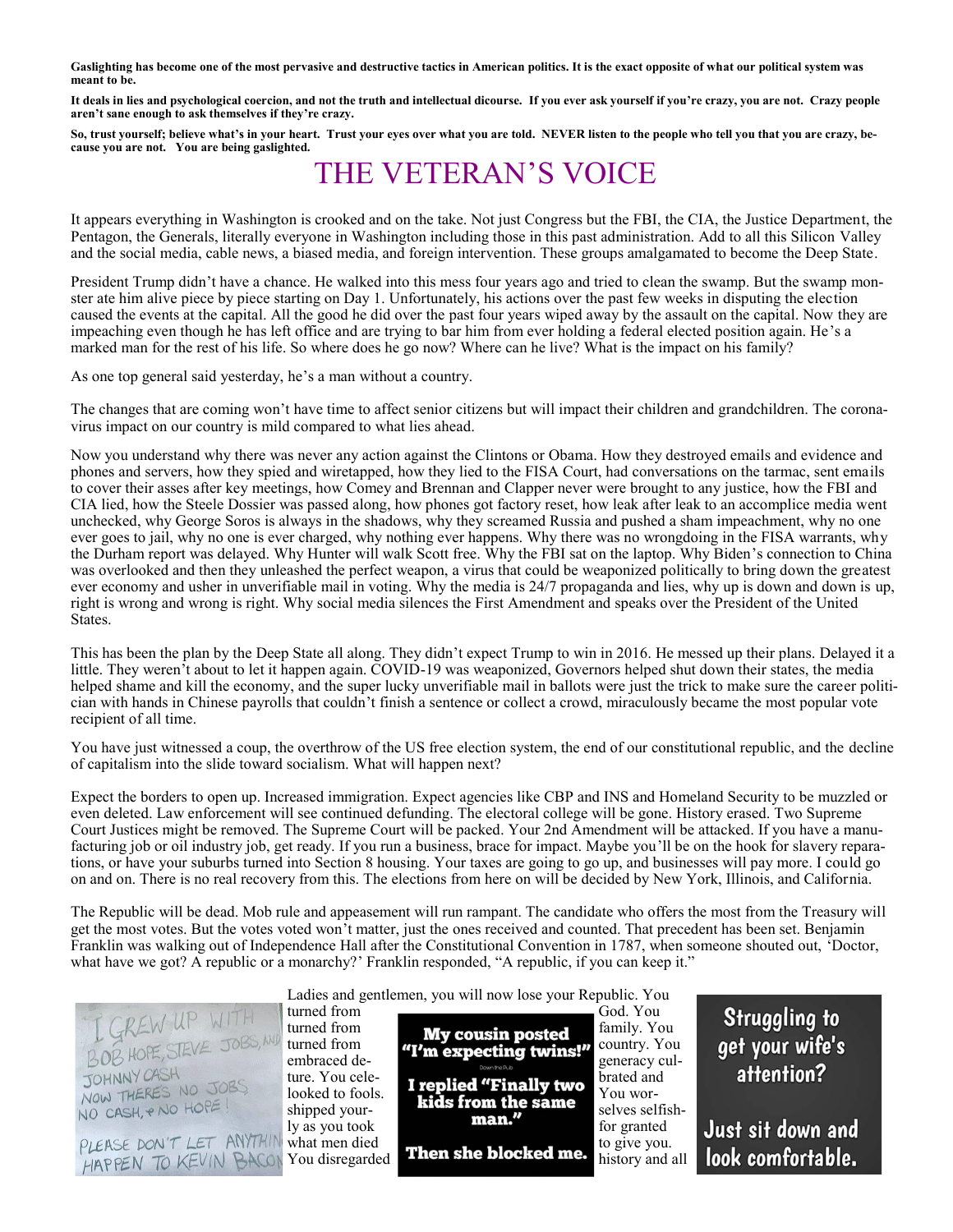**Gaslighting has become one of the most pervasive and destructive tactics in American politics. It is the exact opposite of what our political system was meant to be.**

**It deals in lies and psychological coercion, and not the truth and intellectual dicourse. If you ever ask yourself if you're crazy, you are not. Crazy people aren't sane enough to ask themselves if they're crazy.**

**So, trust yourself; believe what's in your heart. Trust your eyes over what you are told. NEVER listen to the people who tell you that you are crazy, because you are not. You are being gaslighted.**

# THE VETERAN'S VOICE

It appears everything in Washington is crooked and on the take. Not just Congress but the FBI, the CIA, the Justice Department, the Pentagon, the Generals, literally everyone in Washington including those in this past administration. Add to all this Silicon Valley and the social media, cable news, a biased media, and foreign intervention. These groups amalgamated to become the Deep State.

President Trump didn't have a chance. He walked into this mess four years ago and tried to clean the swamp. But the swamp monster ate him alive piece by piece starting on Day 1. Unfortunately, his actions over the past few weeks in disputing the election caused the events at the capital. All the good he did over the past four years wiped away by the assault on the capital. Now they are impeaching even though he has left office and are trying to bar him from ever holding a federal elected position again. He's a marked man for the rest of his life. So where does he go now? Where can he live? What is the impact on his family?

As one top general said yesterday, he's a man without a country.

The changes that are coming won't have time to affect senior citizens but will impact their children and grandchildren. The coronavirus impact on our country is mild compared to what lies ahead.

Now you understand why there was never any action against the Clintons or Obama. How they destroyed emails and evidence and phones and servers, how they spied and wiretapped, how they lied to the FISA Court, had conversations on the tarmac, sent emails to cover their asses after key meetings, how Comey and Brennan and Clapper never were brought to any justice, how the FBI and CIA lied, how the Steele Dossier was passed along, how phones got factory reset, how leak after leak to an accomplice media went unchecked, why George Soros is always in the shadows, why they screamed Russia and pushed a sham impeachment, why no one ever goes to jail, why no one is ever charged, why nothing ever happens. Why there was no wrongdoing in the FISA warrants, why the Durham report was delayed. Why Hunter will walk Scott free. Why the FBI sat on the laptop. Why Biden's connection to China was overlooked and then they unleashed the perfect weapon, a virus that could be weaponized politically to bring down the greatest ever economy and usher in unverifiable mail in voting. Why the media is 24/7 propaganda and lies, why up is down and down is up, right is wrong and wrong is right. Why social media silences the First Amendment and speaks over the President of the United States.

This has been the plan by the Deep State all along. They didn't expect Trump to win in 2016. He messed up their plans. Delayed it a little. They weren't about to let it happen again. COVID-19 was weaponized, Governors helped shut down their states, the media helped shame and kill the economy, and the super lucky unverifiable mail in ballots were just the trick to make sure the career politician with hands in Chinese payrolls that couldn't finish a sentence or collect a crowd, miraculously became the most popular vote recipient of all time.

You have just witnessed a coup, the overthrow of the US free election system, the end of our constitutional republic, and the decline of capitalism into the slide toward socialism. What will happen next?

Expect the borders to open up. Increased immigration. Expect agencies like CBP and INS and Homeland Security to be muzzled or even deleted. Law enforcement will see continued defunding. The electoral college will be gone. History erased. Two Supreme Court Justices might be removed. The Supreme Court will be packed. Your 2nd Amendment will be attacked. If you have a manufacturing job or oil industry job, get ready. If you run a business, brace for impact. Maybe you'll be on the hook for slavery reparations, or have your suburbs turned into Section 8 housing. Your taxes are going to go up, and businesses will pay more. I could go on and on. There is no real recovery from this. The elections from here on will be decided by New York, Illinois, and California.

The Republic will be dead. Mob rule and appeasement will run rampant. The candidate who offers the most from the Treasury will get the most votes. But the votes voted won't matter, just the ones received and counted. That precedent has been set. Benjamin Franklin was walking out of Independence Hall after the Constitutional Convention in 1787, when someone shouted out, 'Doctor, what have we got? A republic or a monarchy?' Franklin responded, "A republic, if you can keep it."

Ladies and gentlemen, you will now lose your Republic. You turned from God. You turned from family. You turned from country. You embraced degeneracy culture. You celebrated and looked to fools. You worshipped yourselves selfishly as you took for granted what men died to give you. You disregarded history and all

I GREW UP WITH BOB HOPE, STEVE JOBS, AND JOHNNY CASH
NOW THERES NO JOBS NO CASH, & NO HOPE!
PLEASE DON'T LET ANYTHING HAPPEN TO KEVIN BACON

My cousin posted "I'm expecting twins!"
I replied "Finally two kids from the same man."
Then she blocked me.

Struggling to get your wife's attention?
Just sit down and look comfortable.